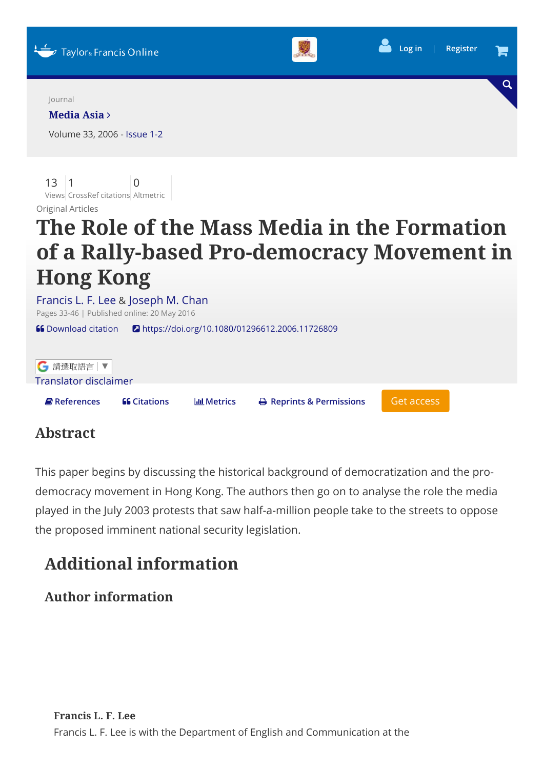Journal

**Media Asia**

Volume 33, 2006 - Issue 1-2

13 Views | 1 CrossRef citations | 0 Altmetric

Original Articles

# The Role of the Mass Media in the Formation of a Rally-based Pro-democracy Movement in Hong Kong

Francis L. F. Lee & Joseph M. Chan

Pages 33-46 | Published online: 20 May 2016

Download citation https://doi.org/10.1080/01296612.2006.11726809

## Abstract

This paper begins by discussing the historical background of democratization and the pro-democracy movement in Hong Kong. The authors then go on to analyse the role the media played in the July 2003 protests that saw half-a-million people take to the streets to oppose the proposed imminent national security legislation.

## Additional information

### Author information

**Francis L. F. Lee**

Francis L. F. Lee is with the Department of English and Communication at the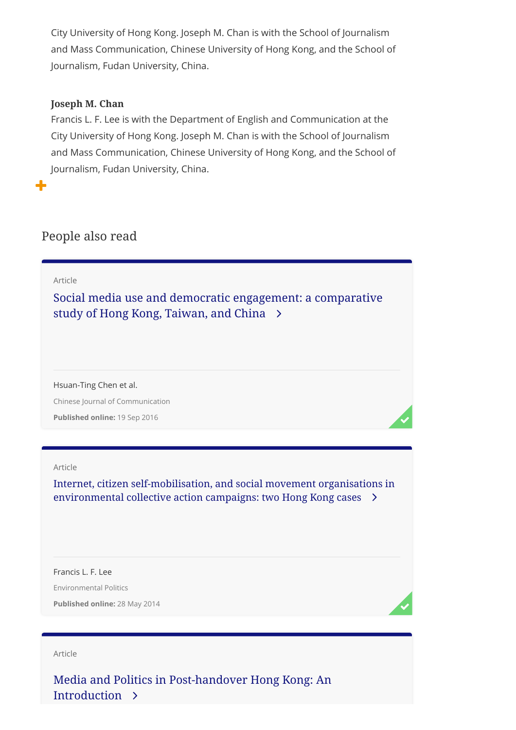City University of Hong Kong. Joseph M. Chan is with the School of Journalism and Mass Communication, Chinese University of Hong Kong, and the School of Journalism, Fudan University, China.

**Joseph M. Chan**

Francis L. F. Lee is with the Department of English and Communication at the City University of Hong Kong. Joseph M. Chan is with the School of Journalism and Mass Communication, Chinese University of Hong Kong, and the School of Journalism, Fudan University, China.

## People also read

Article

### Social media use and democratic engagement: a comparative study of Hong Kong, Taiwan, and China

Hsuan-Ting Chen et al.

Chinese Journal of Communication

**Published online:** 19 Sep 2016

Article

### Internet, citizen self-mobilisation, and social movement organisations in environmental collective action campaigns: two Hong Kong cases

Francis L. F. Lee

Environmental Politics

**Published online:** 28 May 2014

Article

### Media and Politics in Post-handover Hong Kong: An Introduction